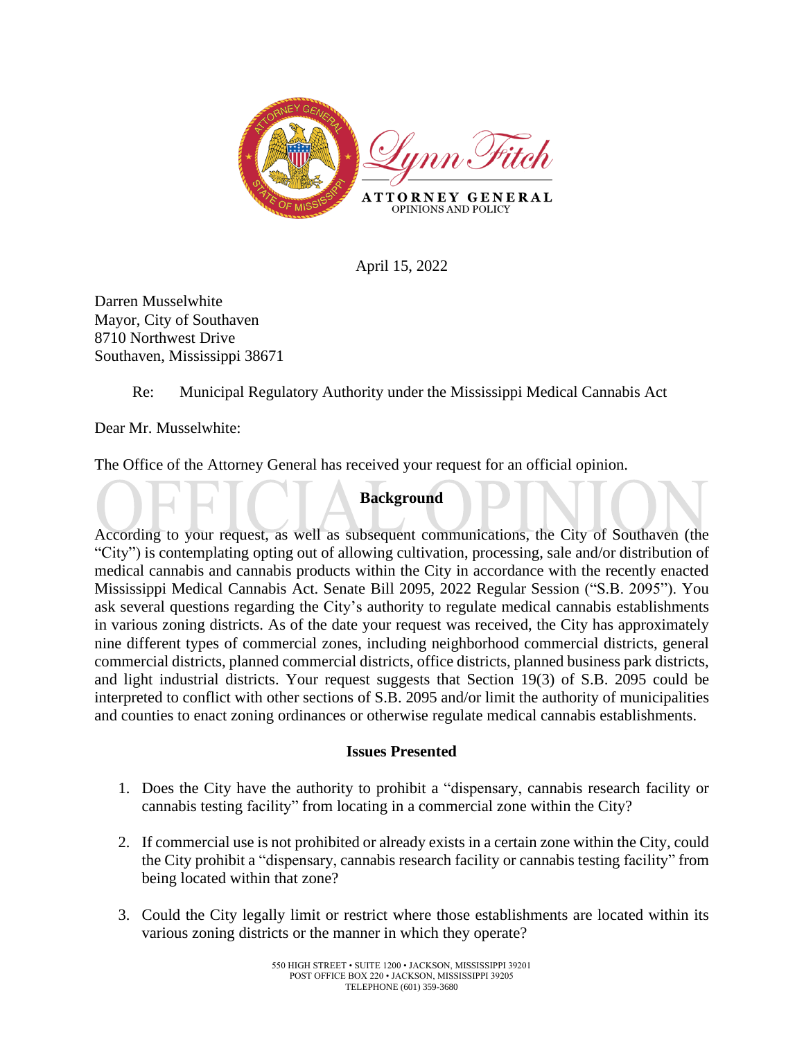Lynn Fitch

ATTORNEY GENERAL
OPINIONS AND POLICY

April 15, 2022

Darren Musselwhite
Mayor, City of Southaven
8710 Northwest Drive
Southaven, Mississippi 38671

Re: Municipal Regulatory Authority under the Mississippi Medical Cannabis Act

Dear Mr. Musselwhite:

The Office of the Attorney General has received your request for an official opinion.

## Background

According to your request, as well as subsequent communications, the City of Southaven (the "City") is contemplating opting out of allowing cultivation, processing, sale and/or distribution of medical cannabis and cannabis products within the City in accordance with the recently enacted Mississippi Medical Cannabis Act. Senate Bill 2095, 2022 Regular Session ("S.B. 2095"). You ask several questions regarding the City's authority to regulate medical cannabis establishments in various zoning districts. As of the date your request was received, the City has approximately nine different types of commercial zones, including neighborhood commercial districts, general commercial districts, planned commercial districts, office districts, planned business park districts, and light industrial districts. Your request suggests that Section 19(3) of S.B. 2095 could be interpreted to conflict with other sections of S.B. 2095 and/or limit the authority of municipalities and counties to enact zoning ordinances or otherwise regulate medical cannabis establishments.

## Issues Presented

1. Does the City have the authority to prohibit a "dispensary, cannabis research facility or cannabis testing facility" from locating in a commercial zone within the City?
2. If commercial use is not prohibited or already exists in a certain zone within the City, could the City prohibit a "dispensary, cannabis research facility or cannabis testing facility" from being located within that zone?
3. Could the City legally limit or restrict where those establishments are located within its various zoning districts or the manner in which they operate?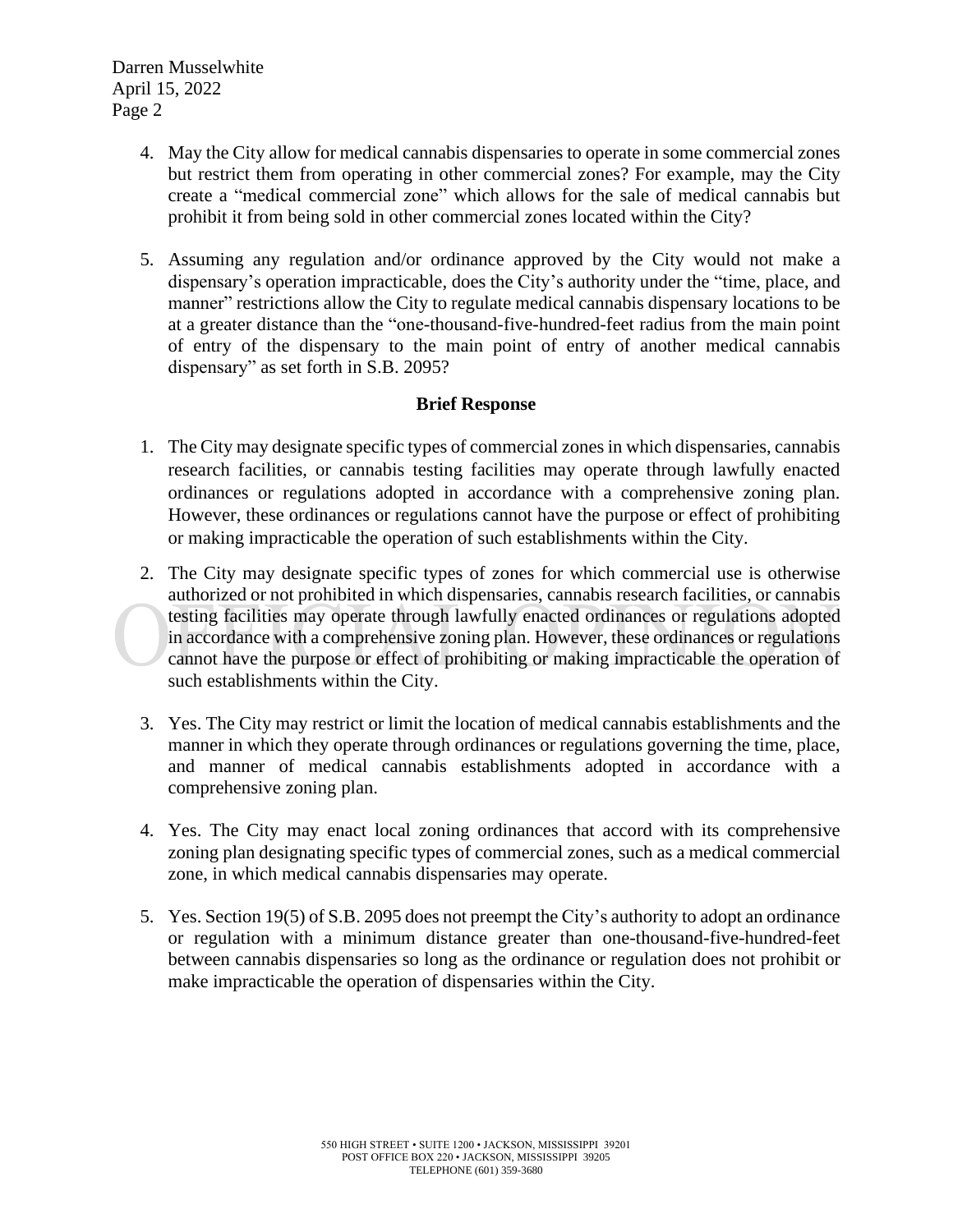4. May the City allow for medical cannabis dispensaries to operate in some commercial zones but restrict them from operating in other commercial zones? For example, may the City create a "medical commercial zone" which allows for the sale of medical cannabis but prohibit it from being sold in other commercial zones located within the City?

5. Assuming any regulation and/or ordinance approved by the City would not make a dispensary's operation impracticable, does the City's authority under the "time, place, and manner" restrictions allow the City to regulate medical cannabis dispensary locations to be at a greater distance than the "one-thousand-five-hundred-feet radius from the main point of entry of the dispensary to the main point of entry of another medical cannabis dispensary" as set forth in S.B. 2095?

## Brief Response

1. The City may designate specific types of commercial zones in which dispensaries, cannabis research facilities, or cannabis testing facilities may operate through lawfully enacted ordinances or regulations adopted in accordance with a comprehensive zoning plan. However, these ordinances or regulations cannot have the purpose or effect of prohibiting or making impracticable the operation of such establishments within the City.

2. The City may designate specific types of zones for which commercial use is otherwise authorized or not prohibited in which dispensaries, cannabis research facilities, or cannabis testing facilities may operate through lawfully enacted ordinances or regulations adopted in accordance with a comprehensive zoning plan. However, these ordinances or regulations cannot have the purpose or effect of prohibiting or making impracticable the operation of such establishments within the City.

3. Yes. The City may restrict or limit the location of medical cannabis establishments and the manner in which they operate through ordinances or regulations governing the time, place, and manner of medical cannabis establishments adopted in accordance with a comprehensive zoning plan.

4. Yes. The City may enact local zoning ordinances that accord with its comprehensive zoning plan designating specific types of commercial zones, such as a medical commercial zone, in which medical cannabis dispensaries may operate.

5. Yes. Section 19(5) of S.B. 2095 does not preempt the City's authority to adopt an ordinance or regulation with a minimum distance greater than one-thousand-five-hundred-feet between cannabis dispensaries so long as the ordinance or regulation does not prohibit or make impracticable the operation of dispensaries within the City.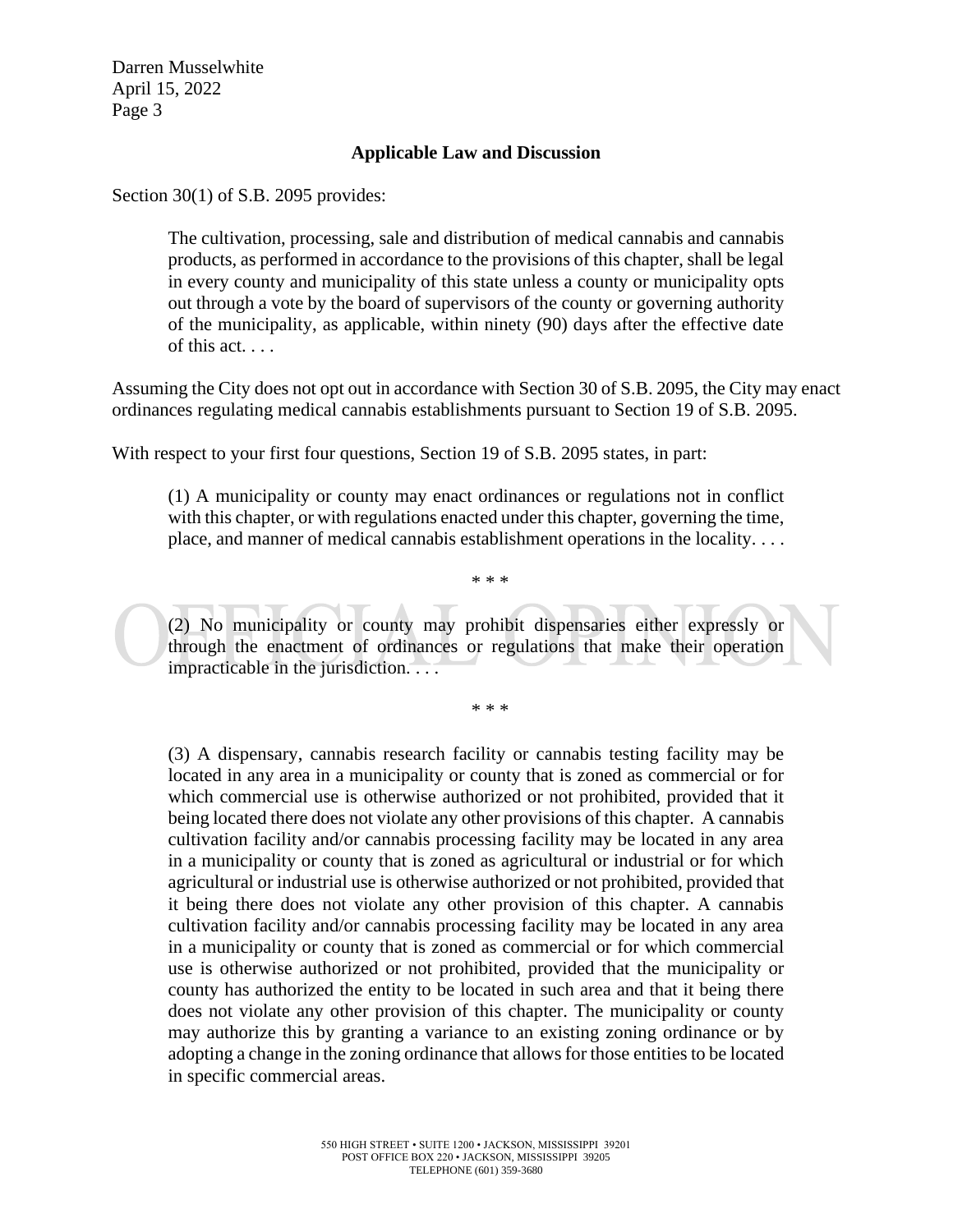## Applicable Law and Discussion

Section 30(1) of S.B. 2095 provides:

> The cultivation, processing, sale and distribution of medical cannabis and cannabis products, as performed in accordance to the provisions of this chapter, shall be legal in every county and municipality of this state unless a county or municipality opts out through a vote by the board of supervisors of the county or governing authority of the municipality, as applicable, within ninety (90) days after the effective date of this act. . . .

Assuming the City does not opt out in accordance with Section 30 of S.B. 2095, the City may enact ordinances regulating medical cannabis establishments pursuant to Section 19 of S.B. 2095.

With respect to your first four questions, Section 19 of S.B. 2095 states, in part:

> (1) A municipality or county may enact ordinances or regulations not in conflict with this chapter, or with regulations enacted under this chapter, governing the time, place, and manner of medical cannabis establishment operations in the locality. . . .
>
> \* \* \*
>
> (2) No municipality or county may prohibit dispensaries either expressly or through the enactment of ordinances or regulations that make their operation impracticable in the jurisdiction. . . .
>
> \* \* \*
>
> (3) A dispensary, cannabis research facility or cannabis testing facility may be located in any area in a municipality or county that is zoned as commercial or for which commercial use is otherwise authorized or not prohibited, provided that it being located there does not violate any other provisions of this chapter. A cannabis cultivation facility and/or cannabis processing facility may be located in any area in a municipality or county that is zoned as agricultural or industrial or for which agricultural or industrial use is otherwise authorized or not prohibited, provided that it being there does not violate any other provision of this chapter. A cannabis cultivation facility and/or cannabis processing facility may be located in any area in a municipality or county that is zoned as commercial or for which commercial use is otherwise authorized or not prohibited, provided that the municipality or county has authorized the entity to be located in such area and that it being there does not violate any other provision of this chapter. The municipality or county may authorize this by granting a variance to an existing zoning ordinance or by adopting a change in the zoning ordinance that allows for those entities to be located in specific commercial areas.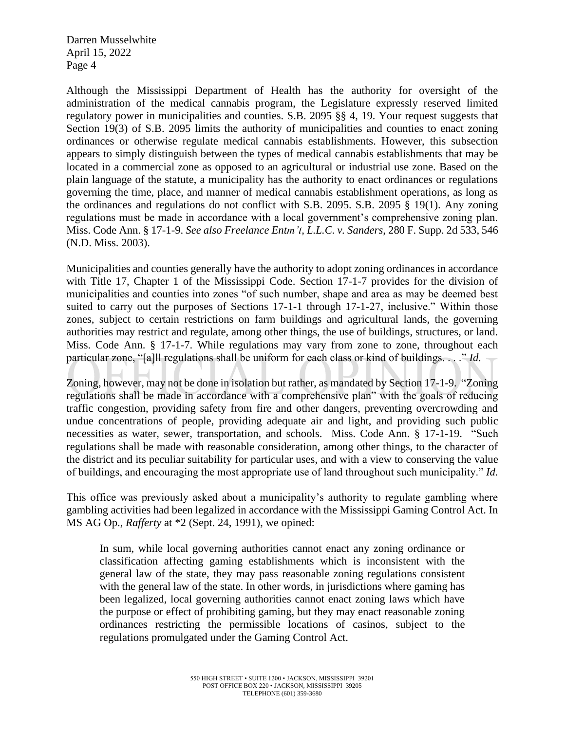Although the Mississippi Department of Health has the authority for oversight of the administration of the medical cannabis program, the Legislature expressly reserved limited regulatory power in municipalities and counties. S.B. 2095 §§ 4, 19. Your request suggests that Section 19(3) of S.B. 2095 limits the authority of municipalities and counties to enact zoning ordinances or otherwise regulate medical cannabis establishments. However, this subsection appears to simply distinguish between the types of medical cannabis establishments that may be located in a commercial zone as opposed to an agricultural or industrial use zone. Based on the plain language of the statute, a municipality has the authority to enact ordinances or regulations governing the time, place, and manner of medical cannabis establishment operations, as long as the ordinances and regulations do not conflict with S.B. 2095. S.B. 2095 § 19(1). Any zoning regulations must be made in accordance with a local government's comprehensive zoning plan. Miss. Code Ann. § 17-1-9. *See also Freelance Entm't, L.L.C. v. Sanders*, 280 F. Supp. 2d 533, 546 (N.D. Miss. 2003).

Municipalities and counties generally have the authority to adopt zoning ordinances in accordance with Title 17, Chapter 1 of the Mississippi Code. Section 17-1-7 provides for the division of municipalities and counties into zones "of such number, shape and area as may be deemed best suited to carry out the purposes of Sections 17-1-1 through 17-1-27, inclusive." Within those zones, subject to certain restrictions on farm buildings and agricultural lands, the governing authorities may restrict and regulate, among other things, the use of buildings, structures, or land. Miss. Code Ann. § 17-1-7. While regulations may vary from zone to zone, throughout each particular zone, "[a]ll regulations shall be uniform for each class or kind of buildings. . . ." *Id.*

Zoning, however, may not be done in isolation but rather, as mandated by Section 17-1-9. "Zoning regulations shall be made in accordance with a comprehensive plan" with the goals of reducing traffic congestion, providing safety from fire and other dangers, preventing overcrowding and undue concentrations of people, providing adequate air and light, and providing such public necessities as water, sewer, transportation, and schools. Miss. Code Ann. § 17-1-19. "Such regulations shall be made with reasonable consideration, among other things, to the character of the district and its peculiar suitability for particular uses, and with a view to conserving the value of buildings, and encouraging the most appropriate use of land throughout such municipality." *Id.*

This office was previously asked about a municipality's authority to regulate gambling where gambling activities had been legalized in accordance with the Mississippi Gaming Control Act. In MS AG Op., *Rafferty* at *2 (Sept. 24, 1991), we opined:

> In sum, while local governing authorities cannot enact any zoning ordinance or classification affecting gaming establishments which is inconsistent with the general law of the state, they may pass reasonable zoning regulations consistent with the general law of the state. In other words, in jurisdictions where gaming has been legalized, local governing authorities cannot enact zoning laws which have the purpose or effect of prohibiting gaming, but they may enact reasonable zoning ordinances restricting the permissible locations of casinos, subject to the regulations promulgated under the Gaming Control Act.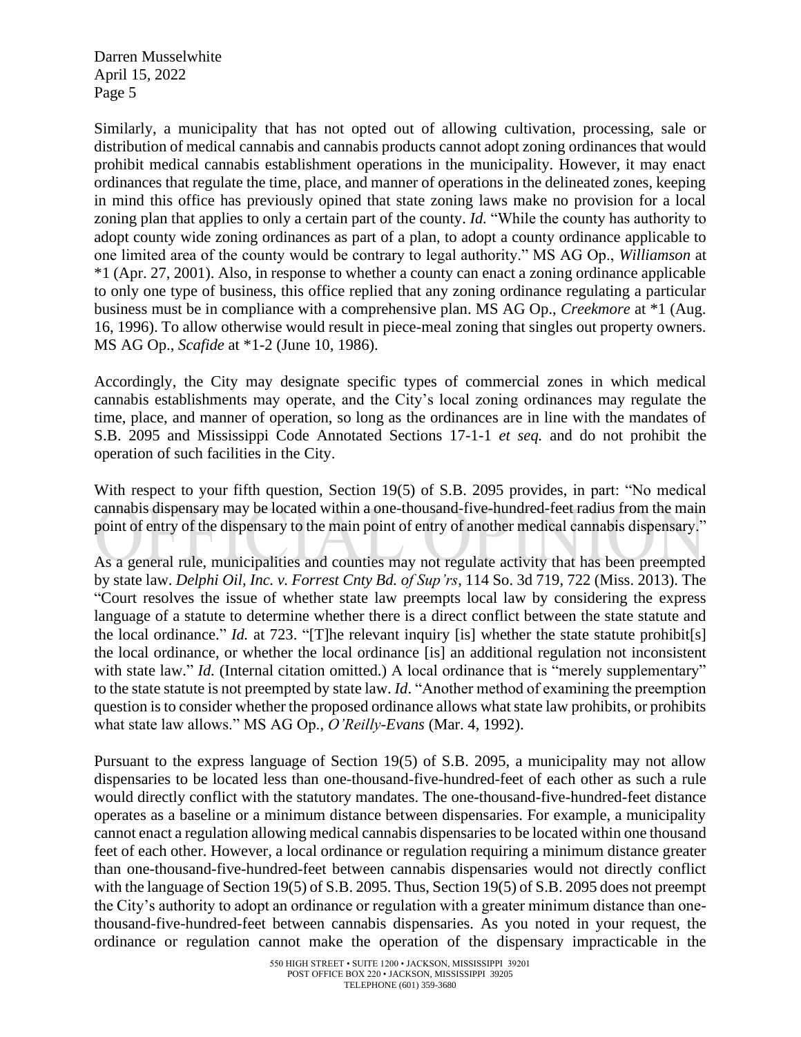Similarly, a municipality that has not opted out of allowing cultivation, processing, sale or distribution of medical cannabis and cannabis products cannot adopt zoning ordinances that would prohibit medical cannabis establishment operations in the municipality. However, it may enact ordinances that regulate the time, place, and manner of operations in the delineated zones, keeping in mind this office has previously opined that state zoning laws make no provision for a local zoning plan that applies to only a certain part of the county. *Id.* "While the county has authority to adopt county wide zoning ordinances as part of a plan, to adopt a county ordinance applicable to one limited area of the county would be contrary to legal authority." MS AG Op., *Williamson* at *1 (Apr. 27, 2001). Also, in response to whether a county can enact a zoning ordinance applicable to only one type of business, this office replied that any zoning ordinance regulating a particular business must be in compliance with a comprehensive plan. MS AG Op., *Creekmore* at *1 (Aug. 16, 1996). To allow otherwise would result in piece-meal zoning that singles out property owners. MS AG Op., *Scafide* at *1-2 (June 10, 1986).

Accordingly, the City may designate specific types of commercial zones in which medical cannabis establishments may operate, and the City's local zoning ordinances may regulate the time, place, and manner of operation, so long as the ordinances are in line with the mandates of S.B. 2095 and Mississippi Code Annotated Sections 17-1-1 *et seq.* and do not prohibit the operation of such facilities in the City.

With respect to your fifth question, Section 19(5) of S.B. 2095 provides, in part: "No medical cannabis dispensary may be located within a one-thousand-five-hundred-feet radius from the main point of entry of the dispensary to the main point of entry of another medical cannabis dispensary."

As a general rule, municipalities and counties may not regulate activity that has been preempted by state law. *Delphi Oil, Inc. v. Forrest Cnty Bd. of Sup'rs*, 114 So. 3d 719, 722 (Miss. 2013). The "Court resolves the issue of whether state law preempts local law by considering the express language of a statute to determine whether there is a direct conflict between the state statute and the local ordinance." *Id.* at 723. "[T]he relevant inquiry [is] whether the state statute prohibit[s] the local ordinance, or whether the local ordinance [is] an additional regulation not inconsistent with state law." *Id.* (Internal citation omitted.) A local ordinance that is "merely supplementary" to the state statute is not preempted by state law. *Id*. "Another method of examining the preemption question is to consider whether the proposed ordinance allows what state law prohibits, or prohibits what state law allows." MS AG Op., *O'Reilly-Evans* (Mar. 4, 1992).

Pursuant to the express language of Section 19(5) of S.B. 2095, a municipality may not allow dispensaries to be located less than one-thousand-five-hundred-feet of each other as such a rule would directly conflict with the statutory mandates. The one-thousand-five-hundred-feet distance operates as a baseline or a minimum distance between dispensaries. For example, a municipality cannot enact a regulation allowing medical cannabis dispensaries to be located within one thousand feet of each other. However, a local ordinance or regulation requiring a minimum distance greater than one-thousand-five-hundred-feet between cannabis dispensaries would not directly conflict with the language of Section 19(5) of S.B. 2095. Thus, Section 19(5) of S.B. 2095 does not preempt the City's authority to adopt an ordinance or regulation with a greater minimum distance than one-thousand-five-hundred-feet between cannabis dispensaries. As you noted in your request, the ordinance or regulation cannot make the operation of the dispensary impracticable in the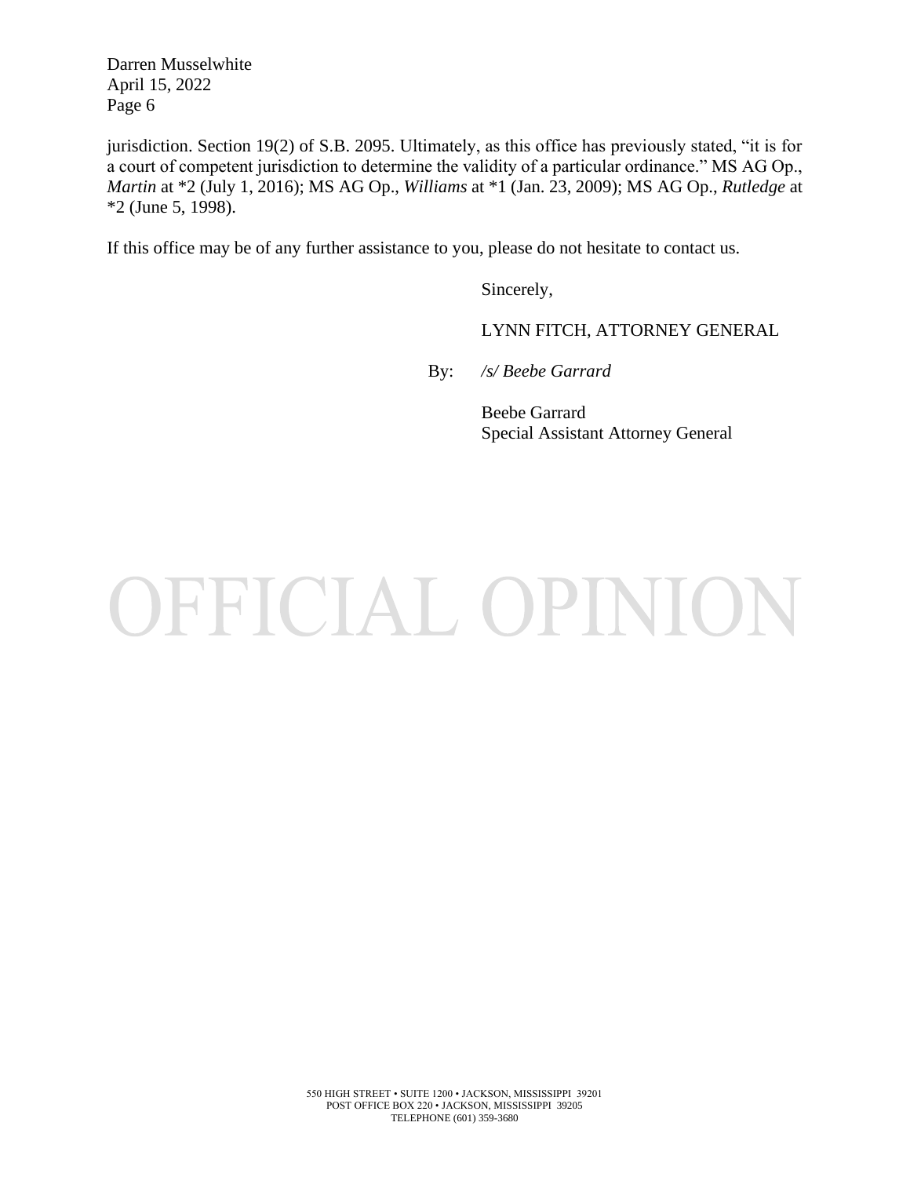jurisdiction. Section 19(2) of S.B. 2095. Ultimately, as this office has previously stated, "it is for a court of competent jurisdiction to determine the validity of a particular ordinance." MS AG Op., *Martin* at *2 (July 1, 2016); MS AG Op., *Williams* at *1 (Jan. 23, 2009); MS AG Op., *Rutledge* at *2 (June 5, 1998).

If this office may be of any further assistance to you, please do not hesitate to contact us.

Sincerely,

LYNN FITCH, ATTORNEY GENERAL

By: */s/ Beebe Garrard*

Beebe Garrard
Special Assistant Attorney General